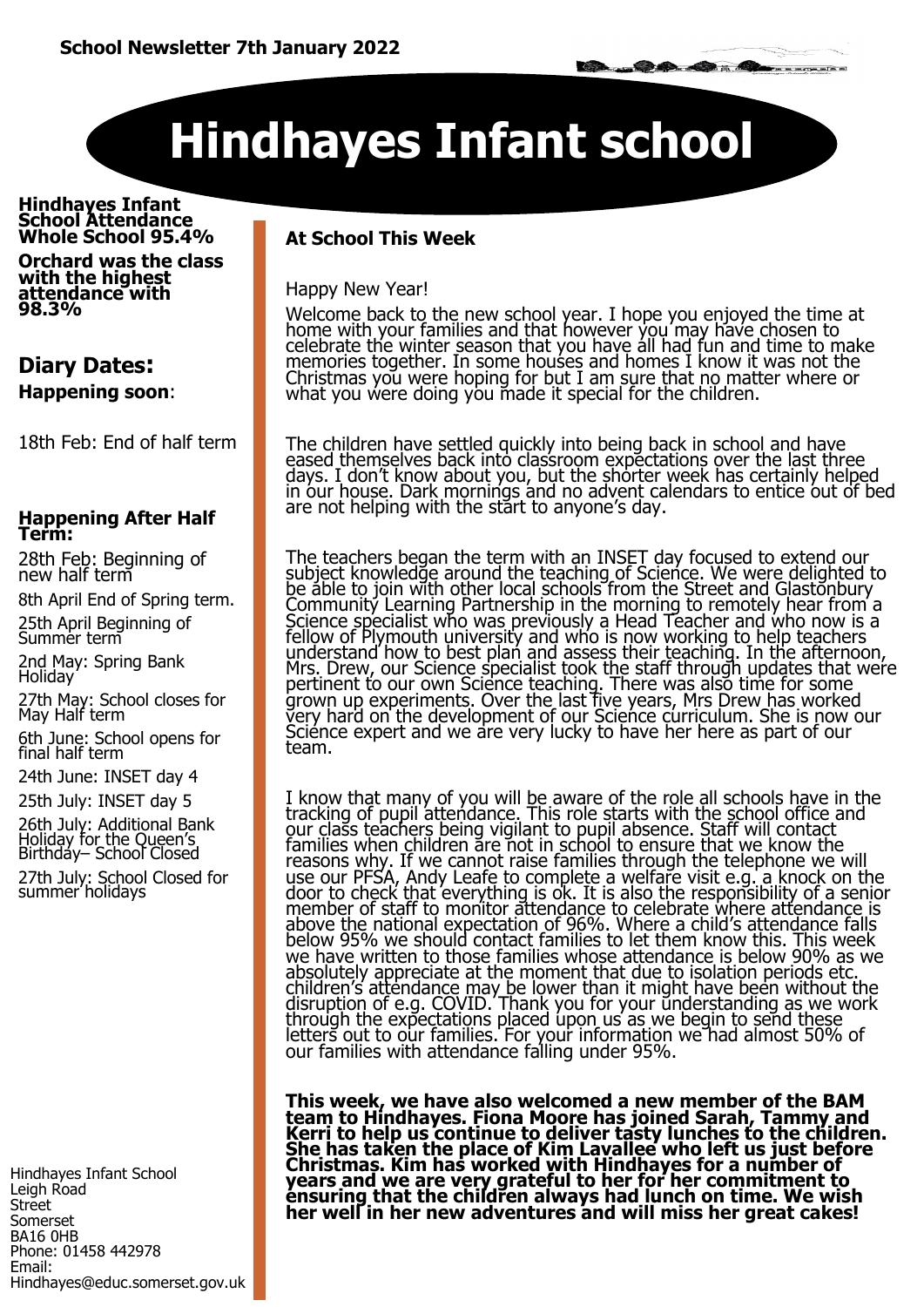**School Newsletter 7th January 2022**

# Hindhayes Infant school

**Hindhayes Infant School Attendance Whole School 95.4%**

**Orchard was the class with the highest attendance with 98.3%**

## Diary Dates:

**Happening soon**:

18th Feb: End of half term

### Happening After Half Term:

28th Feb: Beginning of new half term

8th April End of Spring term.

25th April Beginning of Summer term

2nd May: Spring Bank Holiday

27th May: School closes for May Half term

6th June: School opens for final half term

24th June: INSET day 4

25th July: INSET day 5

26th July: Additional Bank Holiday for the Queen's Birthday– School Closed

27th July: School Closed for summer holidays

Hindhayes Infant School
Leigh Road
Street
Somerset
BA16 0HB
Phone: 01458 442978
Email:
Hindhayes@educ.somerset.gov.uk

### At School This Week

Happy New Year!

Welcome back to the new school year. I hope you enjoyed the time at home with your families and that however you may have chosen to celebrate the winter season that you have all had fun and time to make memories together. In some houses and homes I know it was not the Christmas you were hoping for but I am sure that no matter where or what you were doing you made it special for the children.

The children have settled quickly into being back in school and have eased themselves back into classroom expectations over the last three days. I don't know about you, but the shorter week has certainly helped in our house. Dark mornings and no advent calendars to entice out of bed are not helping with the start to anyone's day.

The teachers began the term with an INSET day focused to extend our subject knowledge around the teaching of Science. We were delighted to be able to join with other local schools from the Street and Glastonbury Community Learning Partnership in the morning to remotely hear from a Science specialist who was previously a Head Teacher and who now is a fellow of Plymouth university and who is now working to help teachers understand how to best plan and assess their teaching. In the afternoon, Mrs. Drew, our Science specialist took the staff through updates that were pertinent to our own Science teaching. There was also time for some grown up experiments. Over the last five years, Mrs Drew has worked very hard on the development of our Science curriculum. She is now our Science expert and we are very lucky to have her here as part of our team.

I know that many of you will be aware of the role all schools have in the tracking of pupil attendance. This role starts with the school office and our class teachers being vigilant to pupil absence. Staff will contact families when children are not in school to ensure that we know the reasons why. If we cannot raise families through the telephone we will use our PFSA, Andy Leafe to complete a welfare visit e.g. a knock on the door to check that everything is ok. It is also the responsibility of a senior member of staff to monitor attendance to celebrate where attendance is above the national expectation of 96%. Where a child's attendance falls below 95% we should contact families to let them know this. This week we have written to those families whose attendance is below 90% as we absolutely appreciate at the moment that due to isolation periods etc. children's attendance may be lower than it might have been without the disruption of e.g. COVID. Thank you for your understanding as we work through the expectations placed upon us as we begin to send these letters out to our families. For your information we had almost 50% of our families with attendance falling under 95%.

**This week, we have also welcomed a new member of the BAM team to Hindhayes. Fiona Moore has joined Sarah, Tammy and Kerri to help us continue to deliver tasty lunches to the children. She has taken the place of Kim Lavallee who left us just before Christmas. Kim has worked with Hindhayes for a number of years and we are very grateful to her for her commitment to ensuring that the children always had lunch on time. We wish her well in her new adventures and will miss her great cakes!**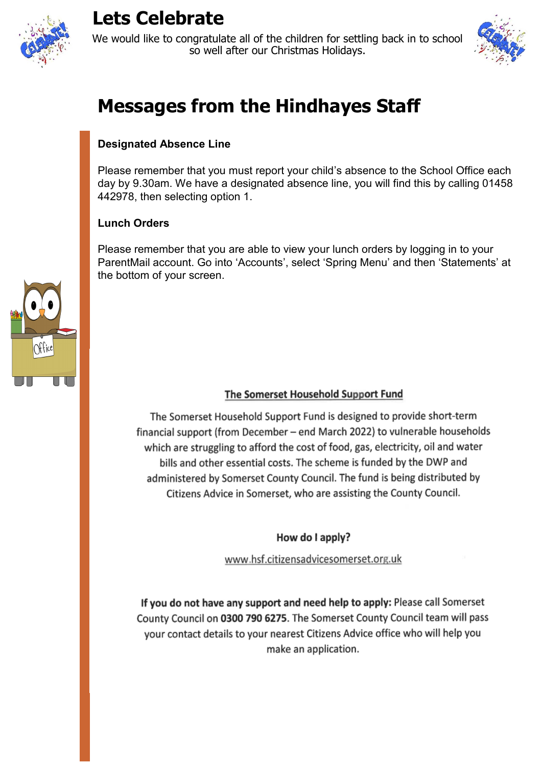# Lets Celebrate

We would like to congratulate all of the children for settling back in to school so well after our Christmas Holidays.

# Messages from the Hindhayes Staff

**Designated Absence Line**

Please remember that you must report your child's absence to the School Office each day by 9.30am. We have a designated absence line, you will find this by calling 01458 442978, then selecting option 1.

**Lunch Orders**

Please remember that you are able to view your lunch orders by logging in to your ParentMail account. Go into 'Accounts', select 'Spring Menu' and then 'Statements' at the bottom of your screen.

**The Somerset Household Support Fund**

The Somerset Household Support Fund is designed to provide short-term financial support (from December – end March 2022) to vulnerable households which are struggling to afford the cost of food, gas, electricity, oil and water bills and other essential costs. The scheme is funded by the DWP and administered by Somerset County Council. The fund is being distributed by Citizens Advice in Somerset, who are assisting the County Council.

**How do I apply?**

www.hsf.citizensadvicesomerset.org.uk

**If you do not have any support and need help to apply:** Please call Somerset County Council on **0300 790 6275**. The Somerset County Council team will pass your contact details to your nearest Citizens Advice office who will help you make an application.